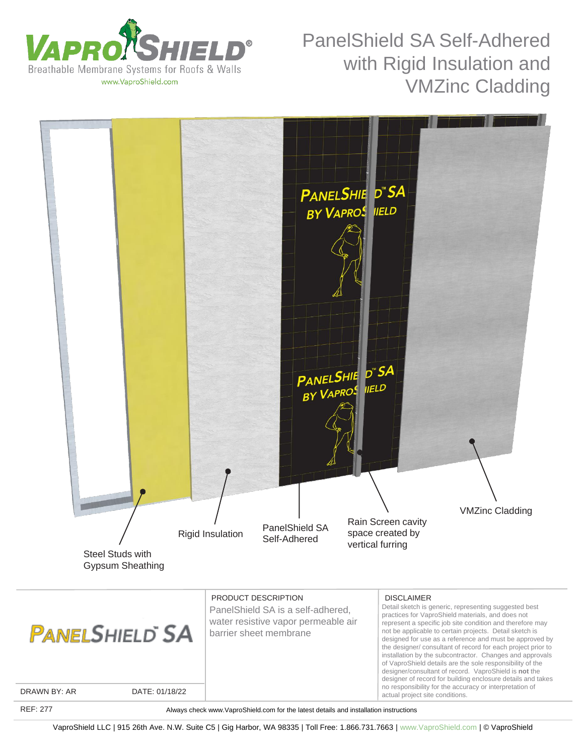# PanelShield SA Self-Adhered with Rigid Insulation and VMZinc Cladding

VAPROSHIELD®
Breathable Membrane Systems for Roofs & Walls
www.VaproShield.com

- Steel Studs with Gypsum Sheathing
- Rigid Insulation
- PanelShield SA Self-Adhered
- Rain Screen cavity space created by vertical furring
- VMZinc Cladding

PANELSHIELD SA

**PRODUCT DESCRIPTION**

PanelShield SA is a self-adhered, water resistive vapor permeable air barrier sheet membrane

**DISCLAIMER**

Detail sketch is generic, representing suggested best practices for VaproShield materials, and does not represent a specific job site condition and therefore may not be applicable to certain projects. Detail sketch is designed for use as a reference and must be approved by the designer/ consultant of record for each project prior to installation by the subcontractor. Changes and approvals of VaproShield details are the sole responsibility of the designer/consultant of record. VaproShield is **not** the designer of record for building enclosure details and takes no responsibility for the accuracy or interpretation of actual project site conditions.

DRAWN BY: AR | DATE: 01/18/22

REF: 277

Always check www.VaproShield.com for the latest details and installation instructions

VaproShield LLC | 915 26th Ave. N.W. Suite C5 | Gig Harbor, WA 98335 | Toll Free: 1.866.731.7663 | www.VaproShield.com | © VaproShield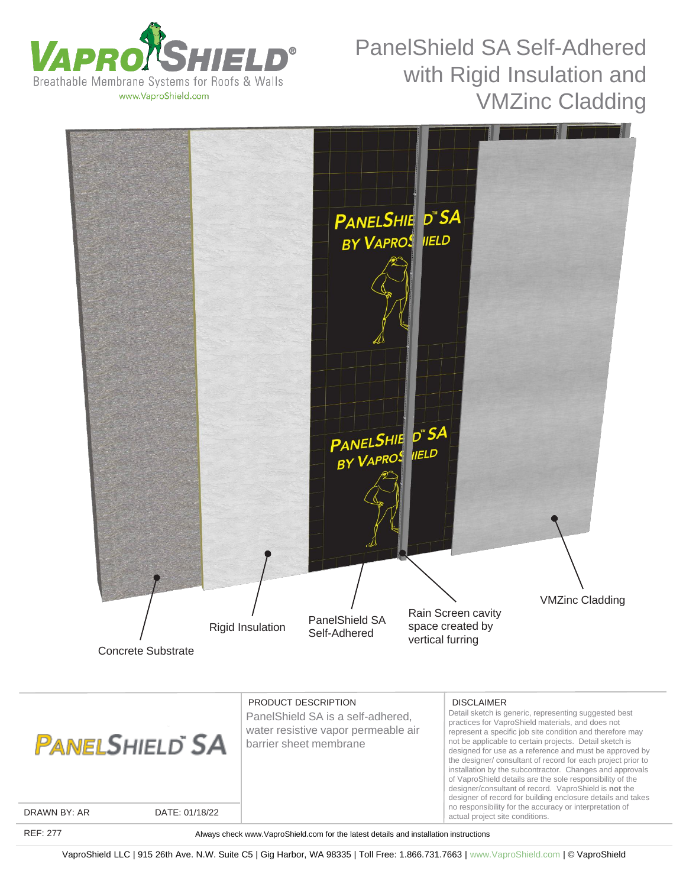# PanelShield SA Self-Adhered with Rigid Insulation and VMZinc Cladding

VAPROSHIELD®
Breathable Membrane Systems for Roofs & Walls
www.VaproShield.com

Concrete Substrate

Rigid Insulation

PanelShield SA Self-Adhered

Rain Screen cavity space created by vertical furring

VMZinc Cladding

PANELSHIELD™ SA

PRODUCT DESCRIPTION
PanelShield SA is a self-adhered, water resistive vapor permeable air barrier sheet membrane

DISCLAIMER
Detail sketch is generic, representing suggested best practices for VaproShield materials, and does not represent a specific job site condition and therefore may not be applicable to certain projects. Detail sketch is designed for use as a reference and must be approved by the designer/ consultant of record for each project prior to installation by the subcontractor. Changes and approvals of VaproShield details are the sole responsibility of the designer/consultant of record. VaproShield is **not** the designer of record for building enclosure details and takes no responsibility for the accuracy or interpretation of actual project site conditions.

DRAWN BY: AR
DATE: 01/18/22

REF: 277

Always check www.VaproShield.com for the latest details and installation instructions

VaproShield LLC | 915 26th Ave. N.W. Suite C5 | Gig Harbor, WA 98335 | Toll Free: 1.866.731.7663 | www.VaproShield.com | © VaproShield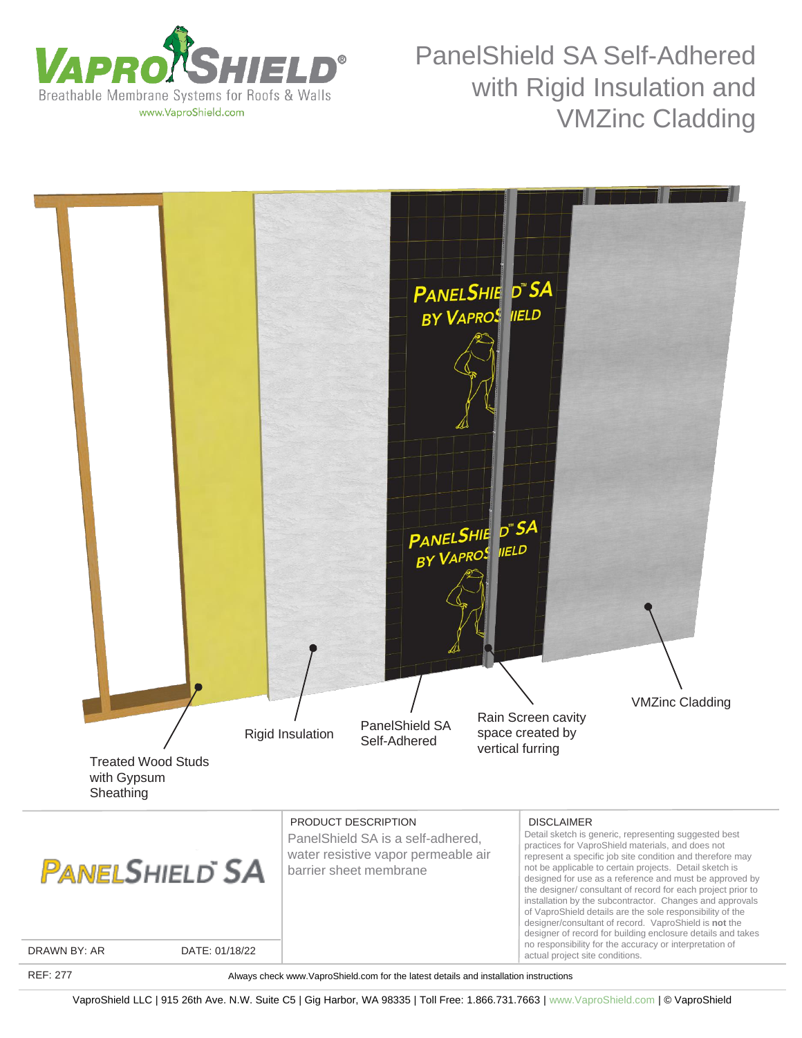# PanelShield SA Self-Adhered with Rigid Insulation and VMZinc Cladding

VAPROSHIELD®
Breathable Membrane Systems for Roofs & Walls
www.VaproShield.com

Treated Wood Studs with Gypsum Sheathing

Rigid Insulation

PanelShield SA Self-Adhered

Rain Screen cavity space created by vertical furring

VMZinc Cladding

PANELSHIELD SA

PRODUCT DESCRIPTION

PanelShield SA is a self-adhered, water resistive vapor permeable air barrier sheet membrane

DISCLAIMER

Detail sketch is generic, representing suggested best practices for VaproShield materials, and does not represent a specific job site condition and therefore may not be applicable to certain projects. Detail sketch is designed for use as a reference and must be approved by the designer/ consultant of record for each project prior to installation by the subcontractor. Changes and approvals of VaproShield details are the sole responsibility of the designer/consultant of record. VaproShield is **not** the designer of record for building enclosure details and takes no responsibility for the accuracy or interpretation of actual project site conditions.

DRAWN BY: AR | DATE: 01/18/22

REF: 277

Always check www.VaproShield.com for the latest details and installation instructions

VaproShield LLC | 915 26th Ave. N.W. Suite C5 | Gig Harbor, WA 98335 | Toll Free: 1.866.731.7663 | www.VaproShield.com | © VaproShield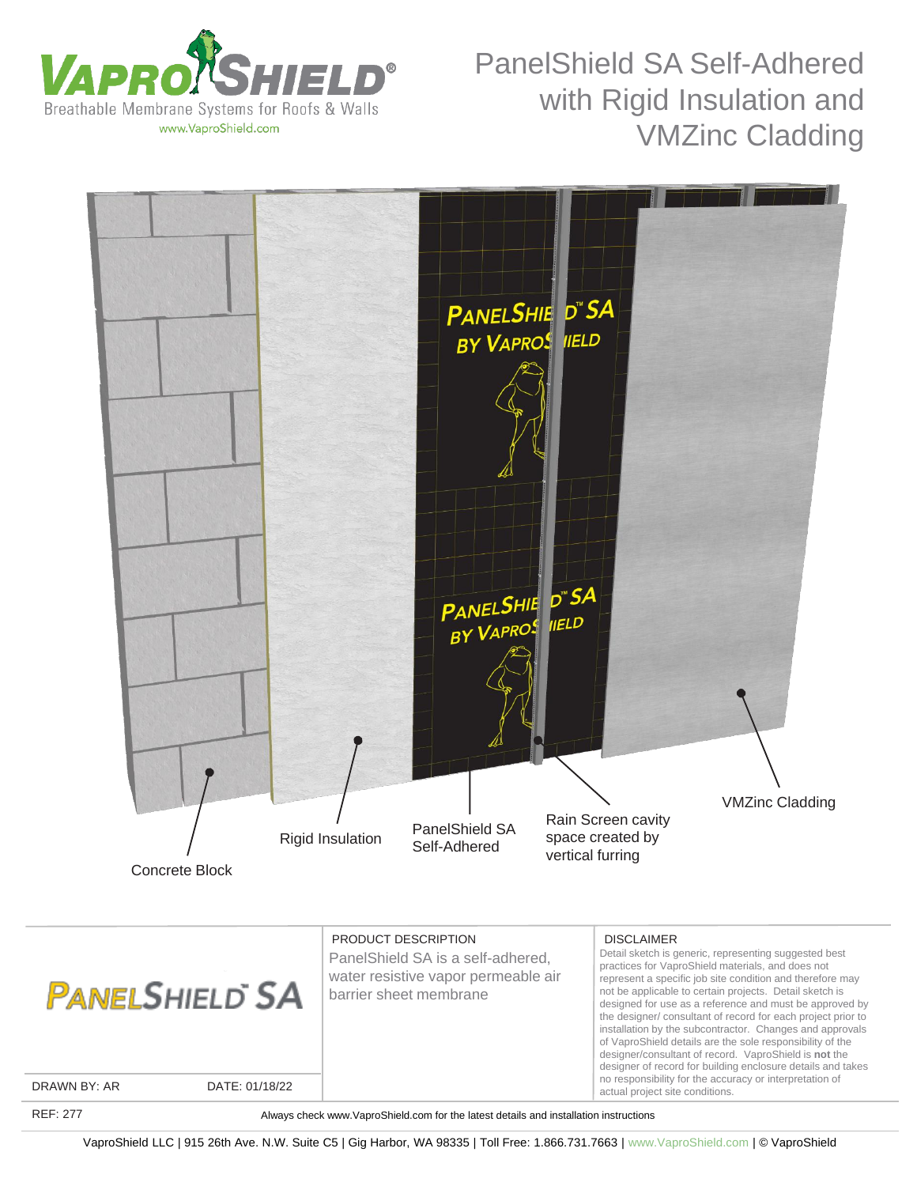# PanelShield SA Self-Adhered with Rigid Insulation and VMZinc Cladding

Concrete Block

Rigid Insulation

PanelShield SA Self-Adhered

Rain Screen cavity space created by vertical furring

VMZinc Cladding

PANELSHIELD SA

PRODUCT DESCRIPTION

PanelShield SA is a self-adhered, water resistive vapor permeable air barrier sheet membrane

DISCLAIMER

Detail sketch is generic, representing suggested best practices for VaproShield materials, and does not represent a specific job site condition and therefore may not be applicable to certain projects. Detail sketch is designed for use as a reference and must be approved by the designer/ consultant of record for each project prior to installation by the subcontractor. Changes and approvals of VaproShield details are the sole responsibility of the designer/consultant of record. VaproShield is **not** the designer of record for building enclosure details and takes no responsibility for the accuracy or interpretation of actual project site conditions.

DRAWN BY: AR

DATE: 01/18/22

REF: 277

Always check www.VaproShield.com for the latest details and installation instructions

VaproShield LLC | 915 26th Ave. N.W. Suite C5 | Gig Harbor, WA 98335 | Toll Free: 1.866.731.7663 | www.VaproShield.com | © VaproShield